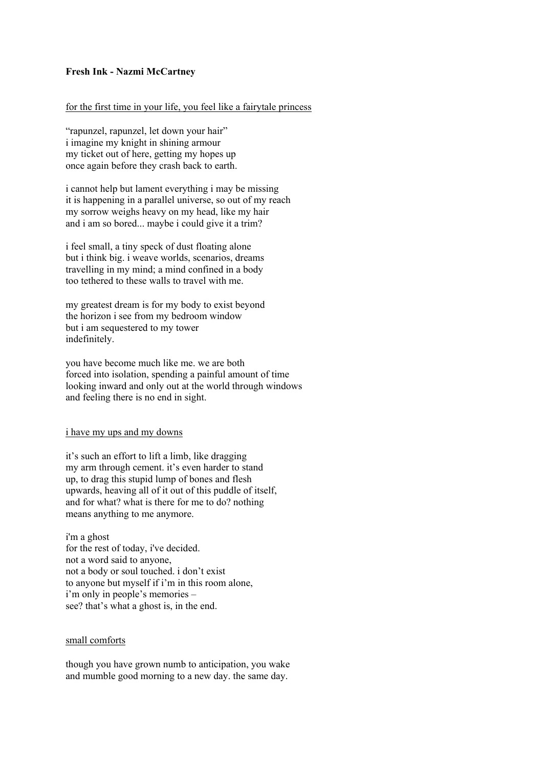**Fresh Ink - Nazmi McCartney**

<u>for the first time in your life, you feel like a fairytale princess</u>

"rapunzel, rapunzel, let down your hair"
i imagine my knight in shining armour
my ticket out of here, getting my hopes up
once again before they crash back to earth.

i cannot help but lament everything i may be missing
it is happening in a parallel universe, so out of my reach
my sorrow weighs heavy on my head, like my hair
and i am so bored... maybe i could give it a trim?

i feel small, a tiny speck of dust floating alone
but i think big. i weave worlds, scenarios, dreams
travelling in my mind; a mind confined in a body
too tethered to these walls to travel with me.

my greatest dream is for my body to exist beyond
the horizon i see from my bedroom window
but i am sequestered to my tower
indefinitely.

you have become much like me. we are both
forced into isolation, spending a painful amount of time
looking inward and only out at the world through windows
and feeling there is no end in sight.

<u>i have my ups and my downs</u>

it's such an effort to lift a limb, like dragging
my arm through cement. it's even harder to stand
up, to drag this stupid lump of bones and flesh
upwards, heaving all of it out of this puddle of itself,
and for what? what is there for me to do? nothing
means anything to me anymore.

i'm a ghost
for the rest of today, i've decided.
not a word said to anyone,
not a body or soul touched. i don't exist
to anyone but myself if i'm in this room alone,
i'm only in people's memories –
see? that's what a ghost is, in the end.

<u>small comforts</u>

though you have grown numb to anticipation, you wake
and mumble good morning to a new day. the same day.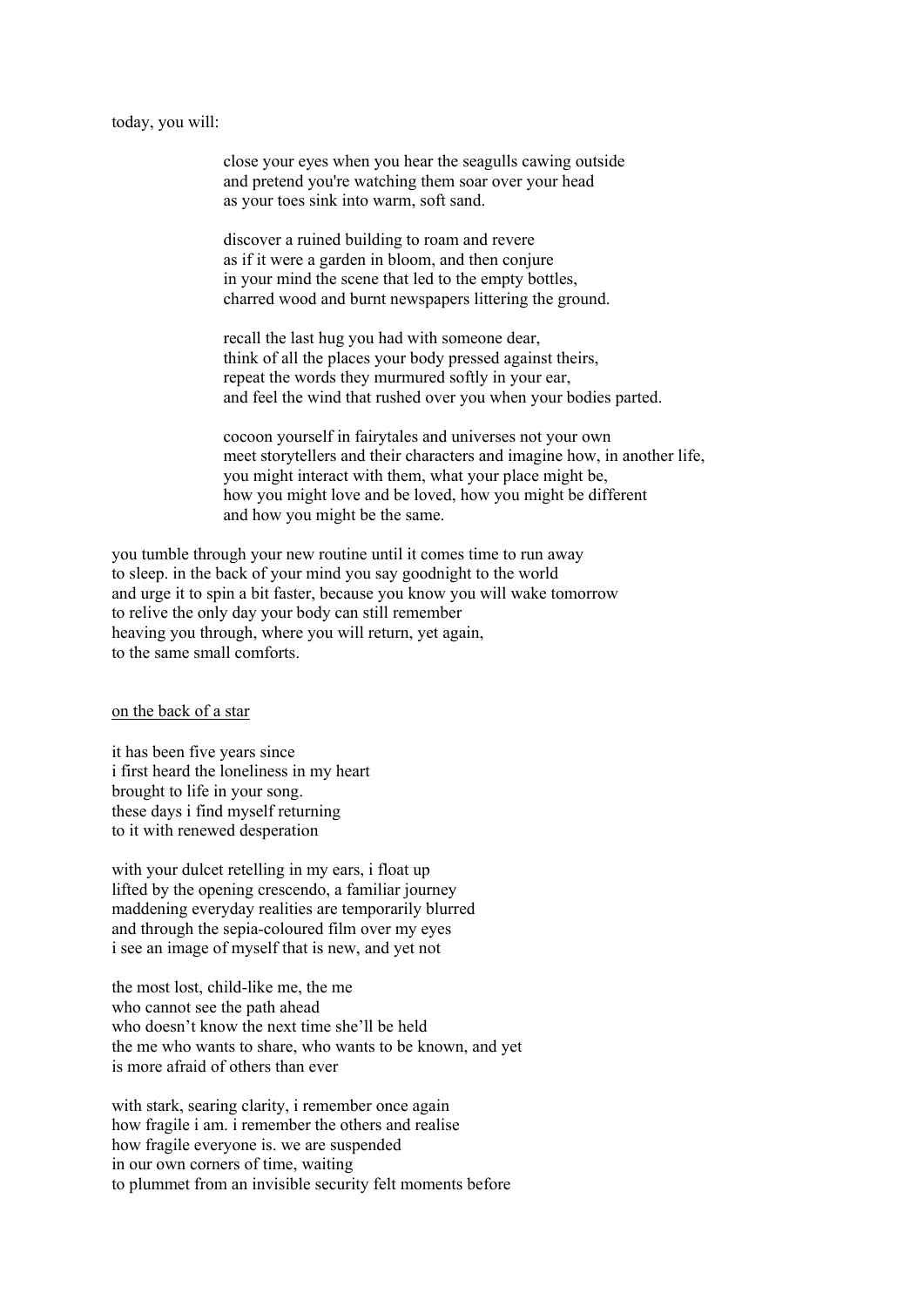today, you will:

> close your eyes when you hear the seagulls cawing outside
> and pretend you're watching them soar over your head
> as your toes sink into warm, soft sand.
>
> discover a ruined building to roam and revere
> as if it were a garden in bloom, and then conjure
> in your mind the scene that led to the empty bottles,
> charred wood and burnt newspapers littering the ground.
>
> recall the last hug you had with someone dear,
> think of all the places your body pressed against theirs,
> repeat the words they murmured softly in your ear,
> and feel the wind that rushed over you when your bodies parted.
>
> cocoon yourself in fairytales and universes not your own
> meet storytellers and their characters and imagine how, in another life,
> you might interact with them, what your place might be,
> how you might love and be loved, how you might be different
> and how you might be the same.

you tumble through your new routine until it comes time to run away
to sleep. in the back of your mind you say goodnight to the world
and urge it to spin a bit faster, because you know you will wake tomorrow
to relive the only day your body can still remember
heaving you through, where you will return, yet again,
to the same small comforts.

<u>on the back of a star</u>

it has been five years since
i first heard the loneliness in my heart
brought to life in your song.
these days i find myself returning
to it with renewed desperation

with your dulcet retelling in my ears, i float up
lifted by the opening crescendo, a familiar journey
maddening everyday realities are temporarily blurred
and through the sepia-coloured film over my eyes
i see an image of myself that is new, and yet not

the most lost, child-like me, the me
who cannot see the path ahead
who doesn't know the next time she'll be held
the me who wants to share, who wants to be known, and yet
is more afraid of others than ever

with stark, searing clarity, i remember once again
how fragile i am. i remember the others and realise
how fragile everyone is. we are suspended
in our own corners of time, waiting
to plummet from an invisible security felt moments before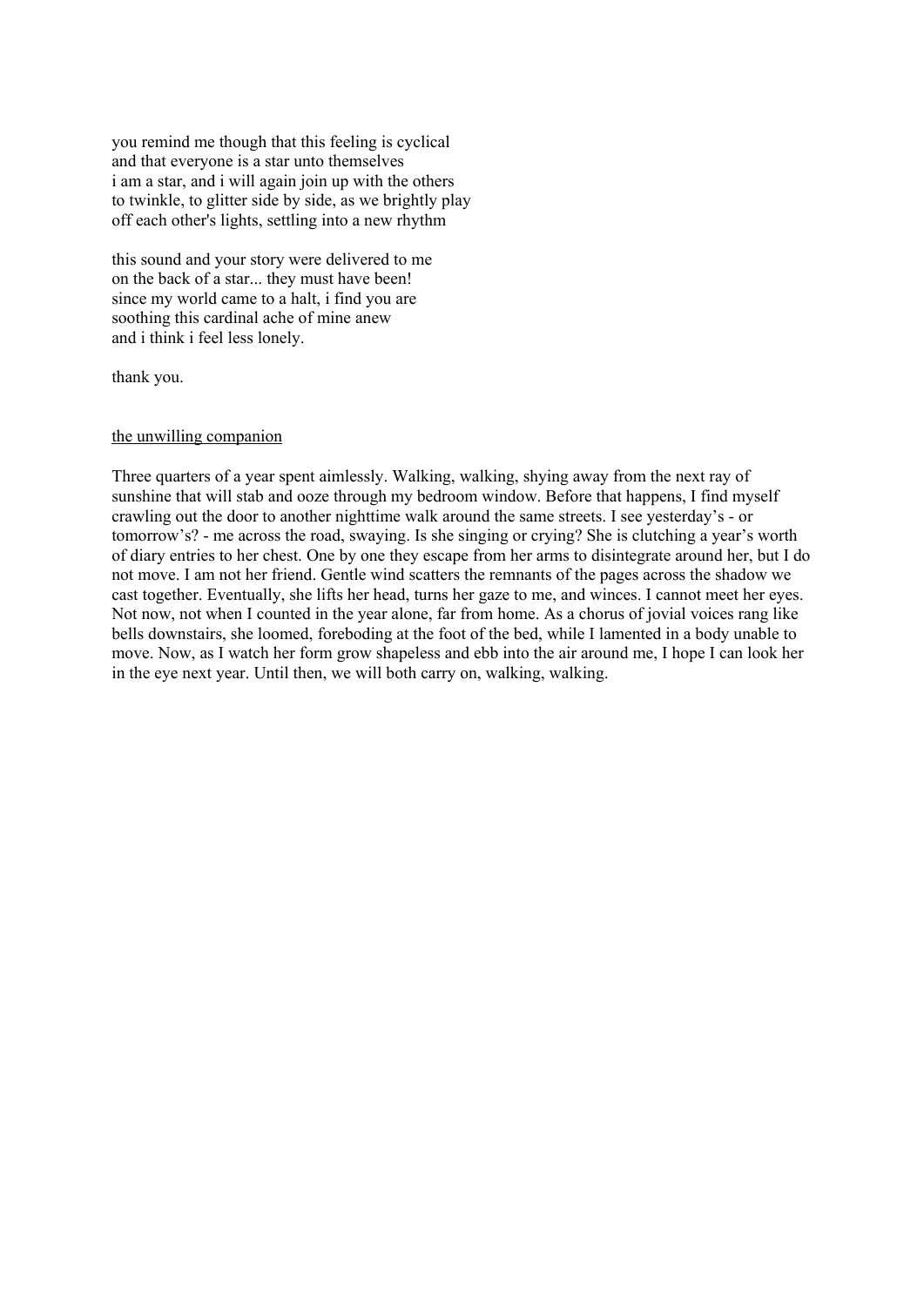you remind me though that this feeling is cyclical
and that everyone is a star unto themselves
i am a star, and i will again join up with the others
to twinkle, to glitter side by side, as we brightly play
off each other's lights, settling into a new rhythm

this sound and your story were delivered to me
on the back of a star... they must have been!
since my world came to a halt, i find you are
soothing this cardinal ache of mine anew
and i think i feel less lonely.

thank you.

<u>the unwilling companion</u>

Three quarters of a year spent aimlessly. Walking, walking, shying away from the next ray of sunshine that will stab and ooze through my bedroom window. Before that happens, I find myself crawling out the door to another nighttime walk around the same streets. I see yesterday's - or tomorrow's? - me across the road, swaying. Is she singing or crying? She is clutching a year's worth of diary entries to her chest. One by one they escape from her arms to disintegrate around her, but I do not move. I am not her friend. Gentle wind scatters the remnants of the pages across the shadow we cast together. Eventually, she lifts her head, turns her gaze to me, and winces. I cannot meet her eyes. Not now, not when I counted in the year alone, far from home. As a chorus of jovial voices rang like bells downstairs, she loomed, foreboding at the foot of the bed, while I lamented in a body unable to move. Now, as I watch her form grow shapeless and ebb into the air around me, I hope I can look her in the eye next year. Until then, we will both carry on, walking, walking.